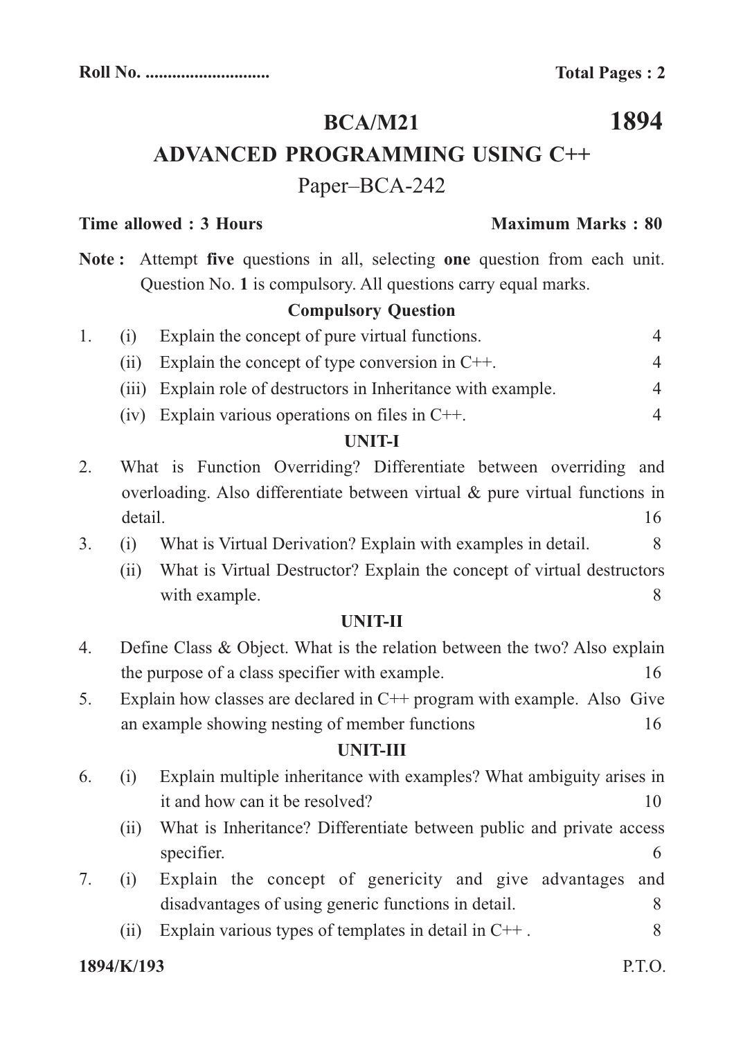Roll No. ........................... **Total Pages : 2**

# BCA/M21 — 1894

## ADVANCED PROGRAMMING USING C++

Paper–BCA-242

**Time allowed : 3 Hours** **Maximum Marks : 80**

**Note :** Attempt **five** questions in all, selecting **one** question from each unit. Question No. **1** is compulsory. All questions carry equal marks.

### Compulsory Question

1. (i) Explain the concept of pure virtual functions. 4

   (ii) Explain the concept of type conversion in C++. 4

   (iii) Explain role of destructors in Inheritance with example. 4

   (iv) Explain various operations on files in C++. 4

### UNIT-I

2. What is Function Overriding? Differentiate between overriding and overloading. Also differentiate between virtual & pure virtual functions in detail. 16

3. (i) What is Virtual Derivation? Explain with examples in detail. 8

   (ii) What is Virtual Destructor? Explain the concept of virtual destructors with example. 8

### UNIT-II

4. Define Class & Object. What is the relation between the two? Also explain the purpose of a class specifier with example. 16

5. Explain how classes are declared in C++ program with example. Also Give an example showing nesting of member functions 16

### UNIT-III

6. (i) Explain multiple inheritance with examples? What ambiguity arises in it and how can it be resolved? 10

   (ii) What is Inheritance? Differentiate between public and private access specifier. 6

7. (i) Explain the concept of genericity and give advantages and disadvantages of using generic functions in detail. 8

   (ii) Explain various types of templates in detail in C++ . 8

**1894/K/193** P.T.O.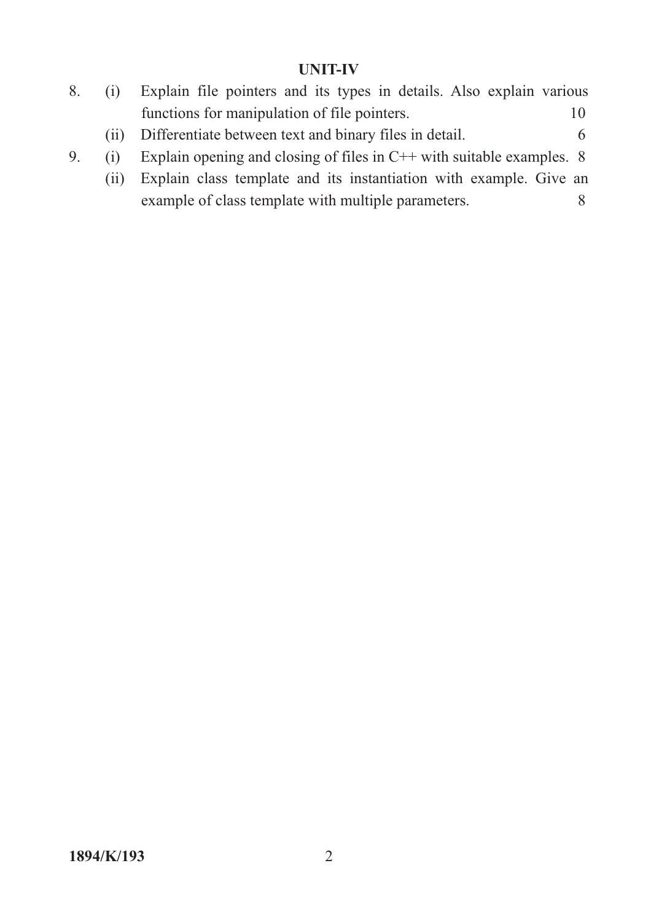**UNIT-IV**

8. (i) Explain file pointers and its types in details. Also explain various functions for manipulation of file pointers. 10

   (ii) Differentiate between text and binary files in detail. 6

9. (i) Explain opening and closing of files in C++ with suitable examples. 8

   (ii) Explain class template and its instantiation with example. Give an example of class template with multiple parameters. 8

1894/K/193